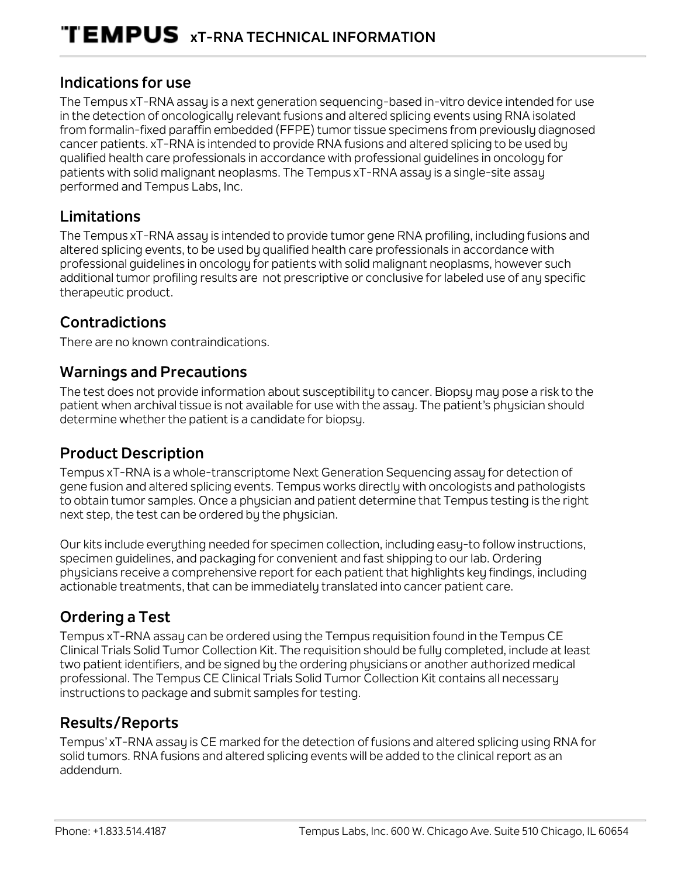# xT-RNA TECHNICAL INFORMATION

## Indications for use

The Tempus xT-RNA assay is a next generation sequencing-based in-vitro device intended for use in the detection of oncologically relevant fusions and altered splicing events using RNA isolated from formalin-fixed paraffin embedded (FFPE) tumor tissue specimens from previously diagnosed cancer patients. xT-RNA is intended to provide RNA fusions and altered splicing to be used by qualified health care professionals in accordance with professional guidelines in oncology for patients with solid malignant neoplasms. The Tempus xT-RNA assay is a single-site assay performed and Tempus Labs, Inc.

## Limitations

The Tempus xT-RNA assay is intended to provide tumor gene RNA profiling, including fusions and altered splicing events, to be used by qualified health care professionals in accordance with professional guidelines in oncology for patients with solid malignant neoplasms, however such additional tumor profiling results are not prescriptive or conclusive for labeled use of any specific therapeutic product.

## Contradictions

There are no known contraindications.

## Warnings and Precautions

The test does not provide information about susceptibility to cancer. Biopsy may pose a risk to the patient when archival tissue is not available for use with the assay. The patient's physician should determine whether the patient is a candidate for biopsy.

## Product Description

Tempus xT-RNA is a whole-transcriptome Next Generation Sequencing assay for detection of gene fusion and altered splicing events. Tempus works directly with oncologists and pathologists to obtain tumor samples. Once a physician and patient determine that Tempus testing is the right next step, the test can be ordered by the physician.

Our kits include everything needed for specimen collection, including easy-to follow instructions, specimen guidelines, and packaging for convenient and fast shipping to our lab. Ordering physicians receive a comprehensive report for each patient that highlights key findings, including actionable treatments, that can be immediately translated into cancer patient care.

## Ordering a Test

Tempus xT-RNA assay can be ordered using the Tempus requisition found in the Tempus CE Clinical Trials Solid Tumor Collection Kit. The requisition should be fully completed, include at least two patient identifiers, and be signed by the ordering physicians or another authorized medical professional. The Tempus CE Clinical Trials Solid Tumor Collection Kit contains all necessary instructions to package and submit samples for testing.

## Results/Reports

Tempus' xT-RNA assay is CE marked for the detection of fusions and altered splicing using RNA for solid tumors. RNA fusions and altered splicing events will be added to the clinical report as an addendum.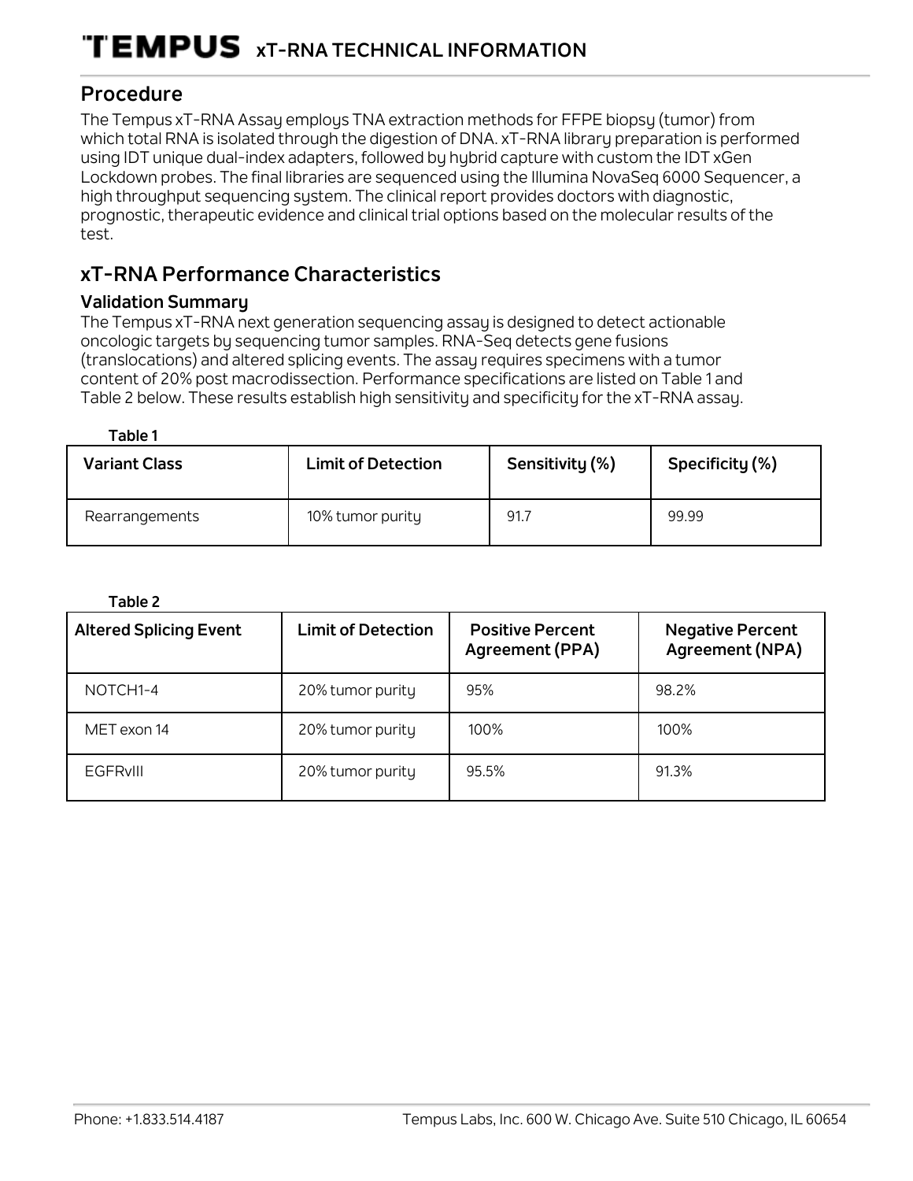## Procedure

The Tempus xT-RNA Assay employs TNA extraction methods for FFPE biopsy (tumor) from which total RNA is isolated through the digestion of DNA. xT-RNA library preparation is performed using IDT unique dual-index adapters, followed by hybrid capture with custom the IDT xGen Lockdown probes. The final libraries are sequenced using the Illumina NovaSeq 6000 Sequencer, a high throughput sequencing system. The clinical report provides doctors with diagnostic, prognostic, therapeutic evidence and clinical trial options based on the molecular results of the test.

## xT-RNA Performance Characteristics

### Validation Summary

The Tempus xT-RNA next generation sequencing assay is designed to detect actionable oncologic targets by sequencing tumor samples. RNA-Seq detects gene fusions (translocations) and altered splicing events. The assay requires specimens with a tumor content of 20% post macrodissection. Performance specifications are listed on Table 1 and Table 2 below. These results establish high sensitivity and specificity for the xT-RNA assay.

**Table 1**

| Variant Class | Limit of Detection | Sensitivity (%) | Specificity (%) |
|---|---|---|---|
| Rearrangements | 10% tumor purity | 91.7 | 99.99 |

**Table 2**

| Altered Splicing Event | Limit of Detection | Positive Percent Agreement (PPA) | Negative Percent Agreement (NPA) |
|---|---|---|---|
| NOTCH1-4 | 20% tumor purity | 95% | 98.2% |
| MET exon 14 | 20% tumor purity | 100% | 100% |
| EGFRvIII | 20% tumor purity | 95.5% | 91.3% |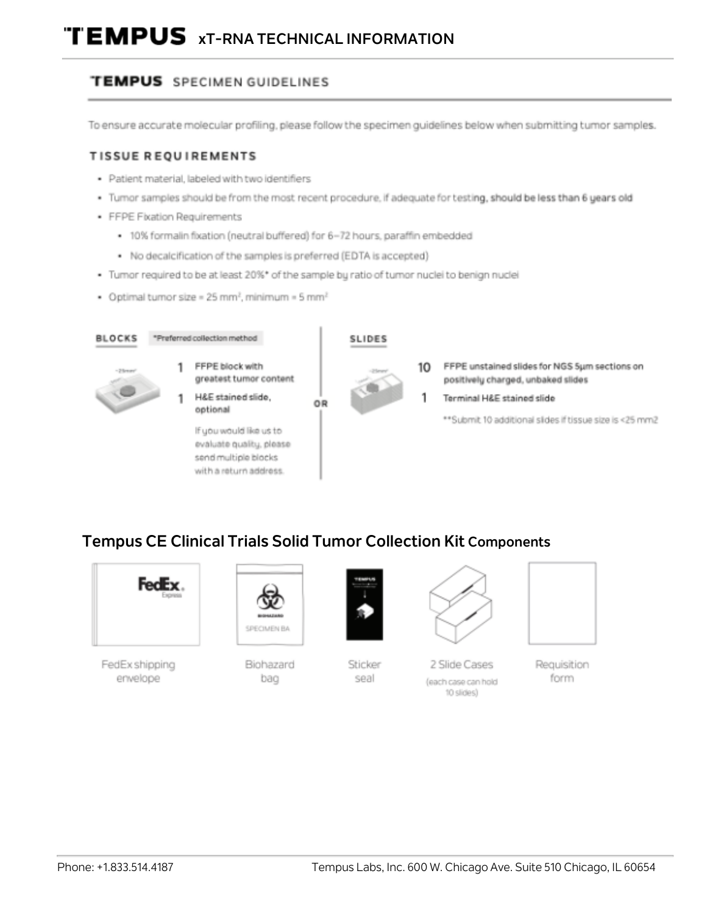# TEMPUS xT-RNA TECHNICAL INFORMATION

## TEMPUS SPECIMEN GUIDELINES

To ensure accurate molecular profiling, please follow the specimen guidelines below when submitting tumor samples.

### TISSUE REQUIREMENTS

- Patient material, labeled with two identifiers
- Tumor samples should be from the most recent procedure, if adequate for testing, **should be less than 6 years old**
- FFPE Fixation Requirements
  - 10% formalin fixation (neutral buffered) for 6–72 hours, paraffin embedded
  - No decalcification of the samples is preferred (EDTA is accepted)
- Tumor required to be at least 20%* of the sample by ratio of tumor nuclei to benign nuclei
- Optimal tumor size = 25 mm², minimum = 5 mm²

**BLOCKS** *Preferred collection method

~25mm²

- 1 **FFPE block with greatest tumor content**
- 1 **H&E stained slide, optional**

If you would like us to evaluate quality, please send multiple blocks with a return address.

**OR**

**SLIDES**

~25mm²

- 10 **FFPE unstained slides for NGS 5μm sections on positively charged, unbaked slides**
- 1 **Terminal H&E stained slide**

**Submit 10 additional slides if tissue size is <25 mm2

## Tempus CE Clinical Trials Solid Tumor Collection Kit Components

FedEx Express

FedEx shipping envelope

BIOHAZARD SPECIMEN BA

Biohazard bag

TEMPUS

Sticker seal

2 Slide Cases (each case can hold 10 slides)

Requisition form

Phone: +1.833.514.4187

Tempus Labs, Inc. 600 W. Chicago Ave. Suite 510 Chicago, IL 60654